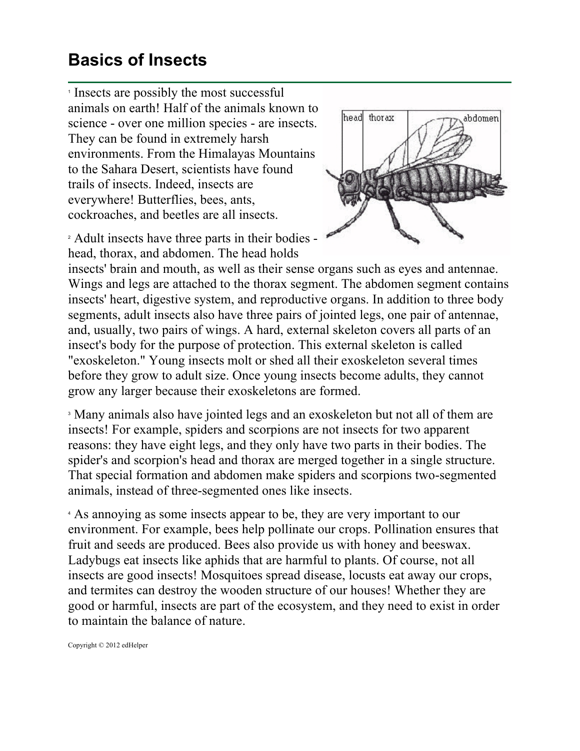# Basics of Insects

[1] Insects are possibly the most successful animals on earth! Half of the animals known to science - over one million species - are insects. They can be found in extremely harsh environments. From the Himalayas Mountains to the Sahara Desert, scientists have found trails of insects. Indeed, insects are everywhere! Butterflies, bees, ants, cockroaches, and beetles are all insects.

[2] Adult insects have three parts in their bodies - head, thorax, and abdomen. The head holds insects' brain and mouth, as well as their sense organs such as eyes and antennae. Wings and legs are attached to the thorax segment. The abdomen segment contains insects' heart, digestive system, and reproductive organs. In addition to three body segments, adult insects also have three pairs of jointed legs, one pair of antennae, and, usually, two pairs of wings. A hard, external skeleton covers all parts of an insect's body for the purpose of protection. This external skeleton is called "exoskeleton." Young insects molt or shed all their exoskeleton several times before they grow to adult size. Once young insects become adults, they cannot grow any larger because their exoskeletons are formed.

[3] Many animals also have jointed legs and an exoskeleton but not all of them are insects! For example, spiders and scorpions are not insects for two apparent reasons: they have eight legs, and they only have two parts in their bodies. The spider's and scorpion's head and thorax are merged together in a single structure. That special formation and abdomen make spiders and scorpions two-segmented animals, instead of three-segmented ones like insects.

[4] As annoying as some insects appear to be, they are very important to our environment. For example, bees help pollinate our crops. Pollination ensures that fruit and seeds are produced. Bees also provide us with honey and beeswax. Ladybugs eat insects like aphids that are harmful to plants. Of course, not all insects are good insects! Mosquitoes spread disease, locusts eat away our crops, and termites can destroy the wooden structure of our houses! Whether they are good or harmful, insects are part of the ecosystem, and they need to exist in order to maintain the balance of nature.

Copyright © 2012 edHelper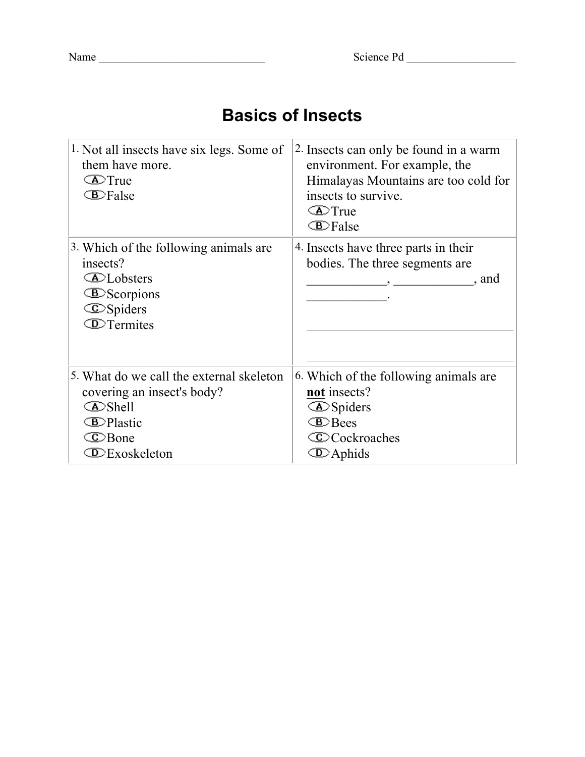Name ______________________________ Science Pd ___________________

# Basics of Insects

| | |
|---|---|
| 1. Not all insects have six legs. Some of them have more.<br>Ⓐ True<br>Ⓑ False | 2. Insects can only be found in a warm environment. For example, the Himalayas Mountains are too cold for insects to survive.<br>Ⓐ True<br>Ⓑ False |
| 3. Which of the following animals are insects?<br>Ⓐ Lobsters<br>Ⓑ Scorpions<br>Ⓒ Spiders<br>Ⓓ Termites | 4. Insects have three parts in their bodies. The three segments are ____________, ____________, and ____________. |
| 5. What do we call the external skeleton covering an insect's body?<br>Ⓐ Shell<br>Ⓑ Plastic<br>Ⓒ Bone<br>Ⓓ Exoskeleton | 6. Which of the following animals are **not** insects?<br>Ⓐ Spiders<br>Ⓑ Bees<br>Ⓒ Cockroaches<br>Ⓓ Aphids |